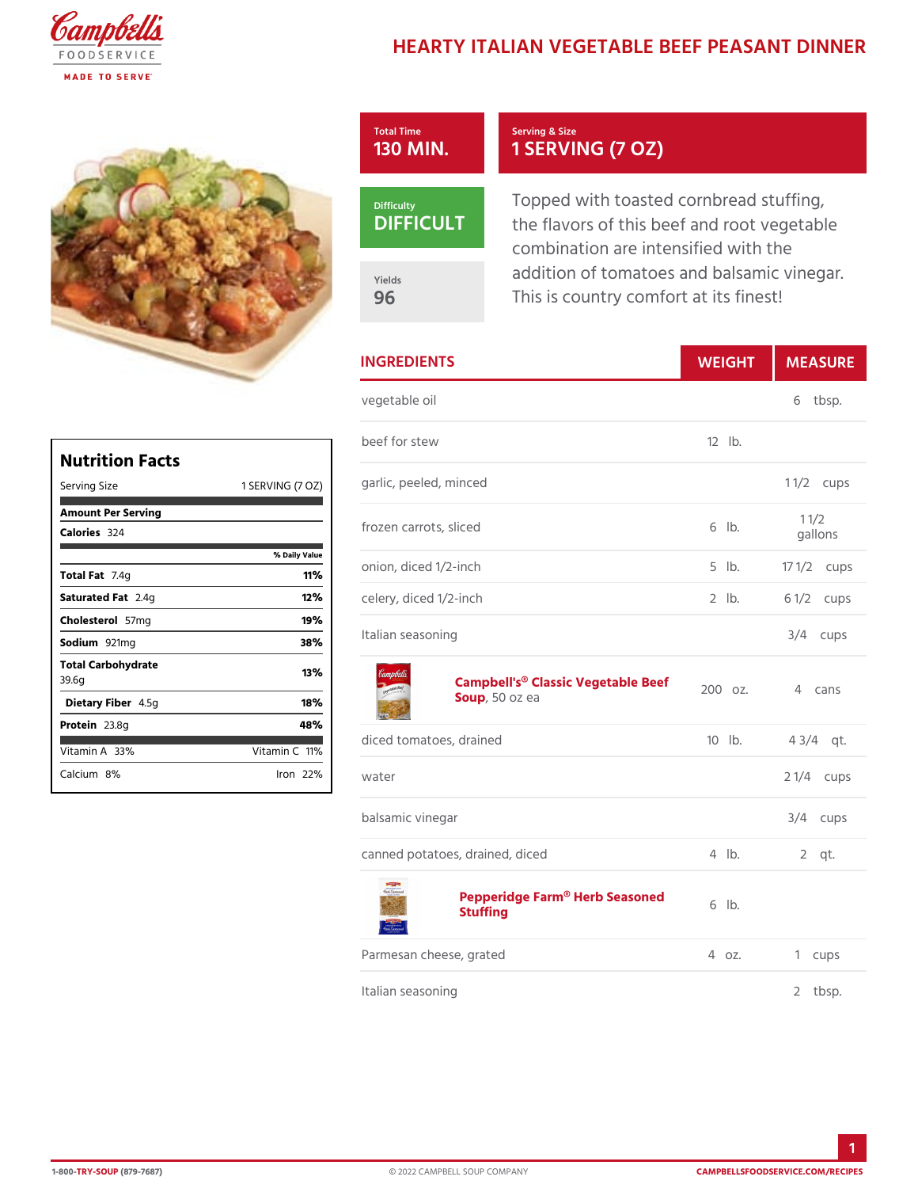# HEARTY ITALIAN VEGETABLE BEEF PEASANT DINNER

**Total Time**
130 MIN.

**Serving & Size**
1 SERVING (7 OZ)

**Difficulty**
DIFFICULT

**Yields**
96

Topped with toasted cornbread stuffing, the flavors of this beef and root vegetable combination are intensified with the addition of tomatoes and balsamic vinegar. This is country comfort at its finest!

## Nutrition Facts

| Serving Size | 1 SERVING (7 OZ) |
|---|---|
| **Amount Per Serving** | |
| **Calories** 324 | |
| | % Daily Value |
| **Total Fat** 7.4g | 11% |
| **Saturated Fat** 2.4g | 12% |
| **Cholesterol** 57mg | 19% |
| **Sodium** 921mg | 38% |
| **Total Carbohydrate** 39.6g | 13% |
| **Dietary Fiber** 4.5g | 18% |
| **Protein** 23.8g | 48% |
| Vitamin A 33% | Vitamin C 11% |
| Calcium 8% | Iron 22% |

## INGREDIENTS

| INGREDIENTS | WEIGHT | MEASURE |
|---|---|---|
| vegetable oil | | 6 tbsp. |
| beef for stew | 12 lb. | |
| garlic, peeled, minced | | 1 1/2 cups |
| frozen carrots, sliced | 6 lb. | 1 1/2 gallons |
| onion, diced 1/2-inch | 5 lb. | 17 1/2 cups |
| celery, diced 1/2-inch | 2 lb. | 6 1/2 cups |
| Italian seasoning | | 3/4 cups |
| **Campbell's® Classic Vegetable Beef Soup**, 50 oz ea | 200 oz. | 4 cans |
| diced tomatoes, drained | 10 lb. | 4 3/4 qt. |
| water | | 2 1/4 cups |
| balsamic vinegar | | 3/4 cups |
| canned potatoes, drained, diced | 4 lb. | 2 qt. |
| **Pepperidge Farm® Herb Seasoned Stuffing** | 6 lb. | |
| Parmesan cheese, grated | 4 oz. | 1 cups |
| Italian seasoning | | 2 tbsp. |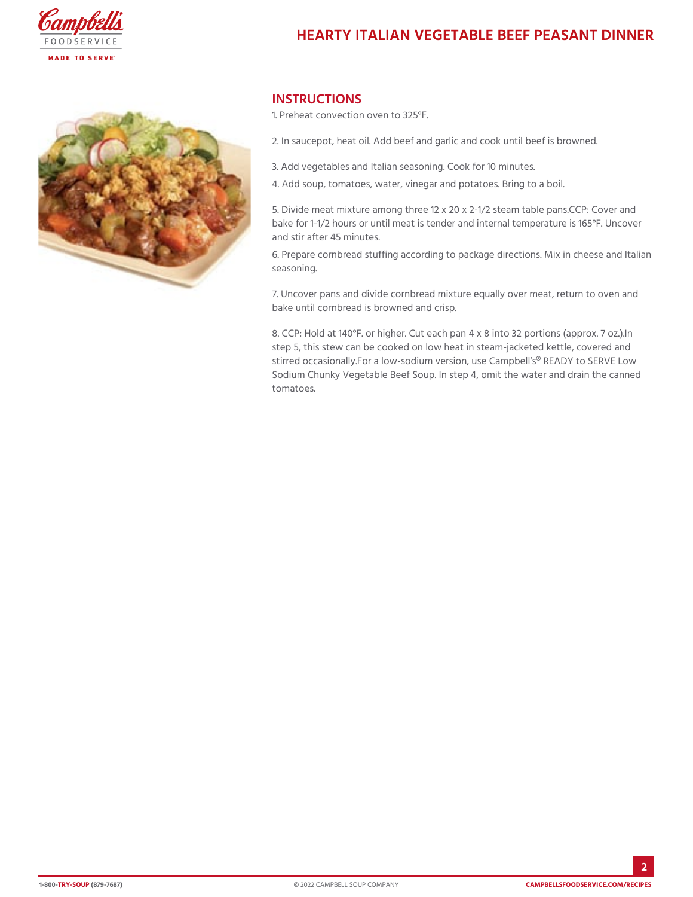# HEARTY ITALIAN VEGETABLE BEEF PEASANT DINNER

## INSTRUCTIONS

1. Preheat convection oven to 325°F.

2. In saucepot, heat oil. Add beef and garlic and cook until beef is browned.

3. Add vegetables and Italian seasoning. Cook for 10 minutes.

4. Add soup, tomatoes, water, vinegar and potatoes. Bring to a boil.

5. Divide meat mixture among three 12 x 20 x 2-1/2 steam table pans.CCP: Cover and bake for 1-1/2 hours or until meat is tender and internal temperature is 165°F. Uncover and stir after 45 minutes.

6. Prepare cornbread stuffing according to package directions. Mix in cheese and Italian seasoning.

7. Uncover pans and divide cornbread mixture equally over meat, return to oven and bake until cornbread is browned and crisp.

8. CCP: Hold at 140°F. or higher. Cut each pan 4 x 8 into 32 portions (approx. 7 oz.).In step 5, this stew can be cooked on low heat in steam-jacketed kettle, covered and stirred occasionally.For a low-sodium version, use Campbell's® READY to SERVE Low Sodium Chunky Vegetable Beef Soup. In step 4, omit the water and drain the canned tomatoes.